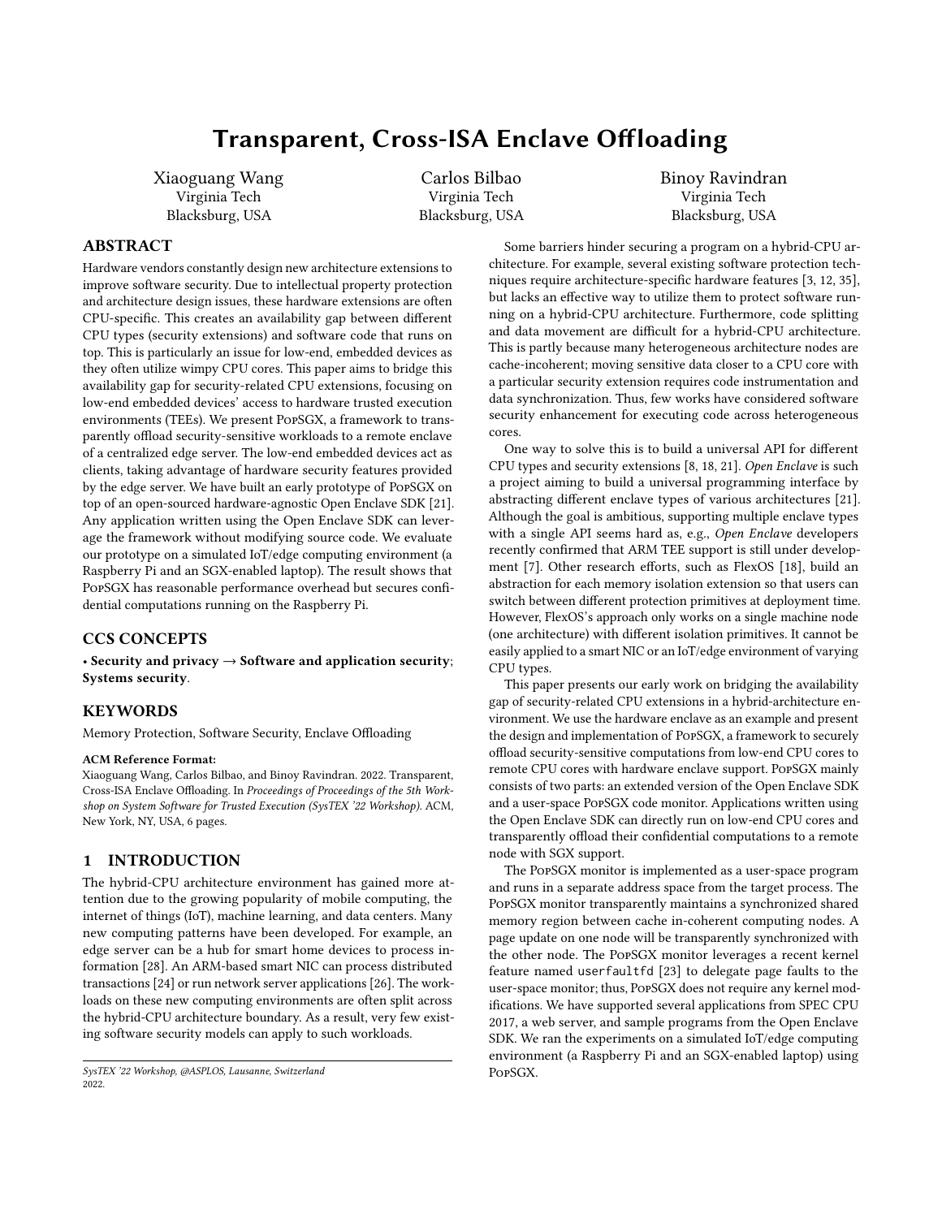# Transparent, Cross-ISA Enclave Offloading

Xiaoguang Wang
Virginia Tech
Blacksburg, USA

Carlos Bilbao
Virginia Tech
Blacksburg, USA

Binoy Ravindran
Virginia Tech
Blacksburg, USA

## ABSTRACT

Hardware vendors constantly design new architecture extensions to improve software security. Due to intellectual property protection and architecture design issues, these hardware extensions are often CPU-specific. This creates an availability gap between different CPU types (security extensions) and software code that runs on top. This is particularly an issue for low-end, embedded devices as they often utilize wimpy CPU cores. This paper aims to bridge this availability gap for security-related CPU extensions, focusing on low-end embedded devices' access to hardware trusted execution environments (TEEs). We present PopSGX, a framework to transparently offload security-sensitive workloads to a remote enclave of a centralized edge server. The low-end embedded devices act as clients, taking advantage of hardware security features provided by the edge server. We have built an early prototype of PopSGX on top of an open-sourced hardware-agnostic Open Enclave SDK [21]. Any application written using the Open Enclave SDK can leverage the framework without modifying source code. We evaluate our prototype on a simulated IoT/edge computing environment (a Raspberry Pi and an SGX-enabled laptop). The result shows that PopSGX has reasonable performance overhead but secures confidential computations running on the Raspberry Pi.

## CCS CONCEPTS

• **Security and privacy → Software and application security**; **Systems security**.

## KEYWORDS

Memory Protection, Software Security, Enclave Offloading

**ACM Reference Format:**
Xiaoguang Wang, Carlos Bilbao, and Binoy Ravindran. 2022. Transparent, Cross-ISA Enclave Offloading. In *Proceedings of Proceedings of the 5th Workshop on System Software for Trusted Execution (SysTEX '22 Workshop)*. ACM, New York, NY, USA, 6 pages.

## 1 INTRODUCTION

The hybrid-CPU architecture environment has gained more attention due to the growing popularity of mobile computing, the internet of things (IoT), machine learning, and data centers. Many new computing patterns have been developed. For example, an edge server can be a hub for smart home devices to process information [28]. An ARM-based smart NIC can process distributed transactions [24] or run network server applications [26]. The workloads on these new computing environments are often split across the hybrid-CPU architecture boundary. As a result, very few existing software security models can apply to such workloads.

*SysTEX '22 Workshop, @ASPLOS, Lausanne, Switzerland*
2022.

Some barriers hinder securing a program on a hybrid-CPU architecture. For example, several existing software protection techniques require architecture-specific hardware features [3, 12, 35], but lacks an effective way to utilize them to protect software running on a hybrid-CPU architecture. Furthermore, code splitting and data movement are difficult for a hybrid-CPU architecture. This is partly because many heterogeneous architecture nodes are cache-incoherent; moving sensitive data closer to a CPU core with a particular security extension requires code instrumentation and data synchronization. Thus, few works have considered software security enhancement for executing code across heterogeneous cores.

One way to solve this is to build a universal API for different CPU types and security extensions [8, 18, 21]. *Open Enclave* is such a project aiming to build a universal programming interface by abstracting different enclave types of various architectures [21]. Although the goal is ambitious, supporting multiple enclave types with a single API seems hard as, e.g., *Open Enclave* developers recently confirmed that ARM TEE support is still under development [7]. Other research efforts, such as FlexOS [18], build an abstraction for each memory isolation extension so that users can switch between different protection primitives at deployment time. However, FlexOS's approach only works on a single machine node (one architecture) with different isolation primitives. It cannot be easily applied to a smart NIC or an IoT/edge environment of varying CPU types.

This paper presents our early work on bridging the availability gap of security-related CPU extensions in a hybrid-architecture environment. We use the hardware enclave as an example and present the design and implementation of PopSGX, a framework to securely offload security-sensitive computations from low-end CPU cores to remote CPU cores with hardware enclave support. PopSGX mainly consists of two parts: an extended version of the Open Enclave SDK and a user-space PopSGX code monitor. Applications written using the Open Enclave SDK can directly run on low-end CPU cores and transparently offload their confidential computations to a remote node with SGX support.

The PopSGX monitor is implemented as a user-space program and runs in a separate address space from the target process. The PopSGX monitor transparently maintains a synchronized shared memory region between cache in-coherent computing nodes. A page update on one node will be transparently synchronized with the other node. The PopSGX monitor leverages a recent kernel feature named `userfaultfd` [23] to delegate page faults to the user-space monitor; thus, PopSGX does not require any kernel modifications. We have supported several applications from SPEC CPU 2017, a web server, and sample programs from the Open Enclave SDK. We ran the experiments on a simulated IoT/edge computing environment (a Raspberry Pi and an SGX-enabled laptop) using PopSGX.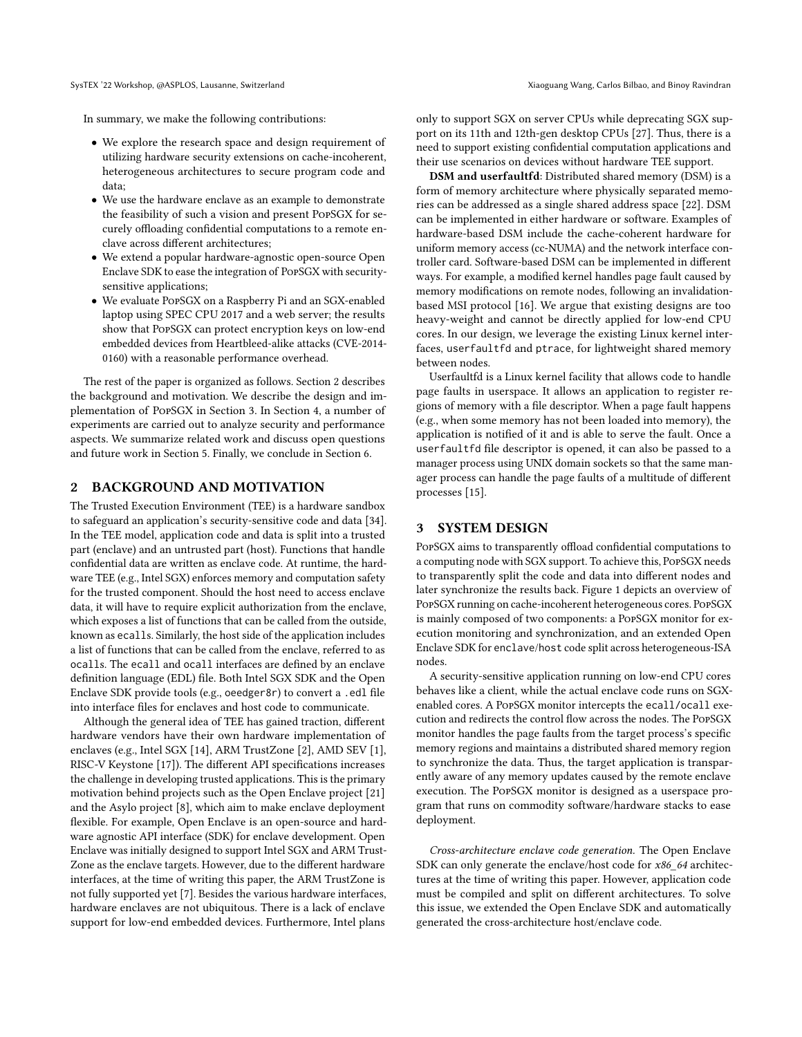In summary, we make the following contributions:

- We explore the research space and design requirement of utilizing hardware security extensions on cache-incoherent, heterogeneous architectures to secure program code and data;
- We use the hardware enclave as an example to demonstrate the feasibility of such a vision and present PopSGX for securely offloading confidential computations to a remote enclave across different architectures;
- We extend a popular hardware-agnostic open-source Open Enclave SDK to ease the integration of PopSGX with security-sensitive applications;
- We evaluate PopSGX on a Raspberry Pi and an SGX-enabled laptop using SPEC CPU 2017 and a web server; the results show that PopSGX can protect encryption keys on low-end embedded devices from Heartbleed-alike attacks (CVE-2014-0160) with a reasonable performance overhead.

The rest of the paper is organized as follows. Section 2 describes the background and motivation. We describe the design and implementation of PopSGX in Section 3. In Section 4, a number of experiments are carried out to analyze security and performance aspects. We summarize related work and discuss open questions and future work in Section 5. Finally, we conclude in Section 6.

## 2 BACKGROUND AND MOTIVATION

The Trusted Execution Environment (TEE) is a hardware sandbox to safeguard an application's security-sensitive code and data [34]. In the TEE model, application code and data is split into a trusted part (enclave) and an untrusted part (host). Functions that handle confidential data are written as enclave code. At runtime, the hardware TEE (e.g., Intel SGX) enforces memory and computation safety for the trusted component. Should the host need to access enclave data, it will have to require explicit authorization from the enclave, which exposes a list of functions that can be called from the outside, known as `ecall`s. Similarly, the host side of the application includes a list of functions that can be called from the enclave, referred to as `ocall`s. The `ecall` and `ocall` interfaces are defined by an enclave definition language (EDL) file. Both Intel SGX SDK and the Open Enclave SDK provide tools (e.g., `oeedger8r`) to convert a `.edl` file into interface files for enclaves and host code to communicate.

Although the general idea of TEE has gained traction, different hardware vendors have their own hardware implementation of enclaves (e.g., Intel SGX [14], ARM TrustZone [2], AMD SEV [1], RISC-V Keystone [17]). The different API specifications increases the challenge in developing trusted applications. This is the primary motivation behind projects such as the Open Enclave project [21] and the Asylo project [8], which aim to make enclave deployment flexible. For example, Open Enclave is an open-source and hardware agnostic API interface (SDK) for enclave development. Open Enclave was initially designed to support Intel SGX and ARM TrustZone as the enclave targets. However, due to the different hardware interfaces, at the time of writing this paper, the ARM TrustZone is not fully supported yet [7]. Besides the various hardware interfaces, hardware enclaves are not ubiquitous. There is a lack of enclave support for low-end embedded devices. Furthermore, Intel plans only to support SGX on server CPUs while deprecating SGX support on its 11th and 12th-gen desktop CPUs [27]. Thus, there is a need to support existing confidential computation applications and their use scenarios on devices without hardware TEE support.

**DSM and userfaultfd**: Distributed shared memory (DSM) is a form of memory architecture where physically separated memories can be addressed as a single shared address space [22]. DSM can be implemented in either hardware or software. Examples of hardware-based DSM include the cache-coherent hardware for uniform memory access (cc-NUMA) and the network interface controller card. Software-based DSM can be implemented in different ways. For example, a modified kernel handles page fault caused by memory modifications on remote nodes, following an invalidation-based MSI protocol [16]. We argue that existing designs are too heavy-weight and cannot be directly applied for low-end CPU cores. In our design, we leverage the existing Linux kernel interfaces, `userfaultfd` and `ptrace`, for lightweight shared memory between nodes.

Userfaultfd is a Linux kernel facility that allows code to handle page faults in userspace. It allows an application to register regions of memory with a file descriptor. When a page fault happens (e.g., when some memory has not been loaded into memory), the application is notified of it and is able to serve the fault. Once a `userfaultfd` file descriptor is opened, it can also be passed to a manager process using UNIX domain sockets so that the same manager process can handle the page faults of a multitude of different processes [15].

## 3 SYSTEM DESIGN

PopSGX aims to transparently offload confidential computations to a computing node with SGX support. To achieve this, PopSGX needs to transparently split the code and data into different nodes and later synchronize the results back. Figure 1 depicts an overview of PopSGX running on cache-incoherent heterogeneous cores. PopSGX is mainly composed of two components: a PopSGX monitor for execution monitoring and synchronization, and an extended Open Enclave SDK for `enclave`/`host` code split across heterogeneous-ISA nodes.

A security-sensitive application running on low-end CPU cores behaves like a client, while the actual enclave code runs on SGX-enabled cores. A PopSGX monitor intercepts the `ecall`/`ocall` execution and redirects the control flow across the nodes. The PopSGX monitor handles the page faults from the target process's specific memory regions and maintains a distributed shared memory region to synchronize the data. Thus, the target application is transparently aware of any memory updates caused by the remote enclave execution. The PopSGX monitor is designed as a userspace program that runs on commodity software/hardware stacks to ease deployment.

*Cross-architecture enclave code generation.* The Open Enclave SDK can only generate the enclave/host code for *x86_64* architectures at the time of writing this paper. However, application code must be compiled and split on different architectures. To solve this issue, we extended the Open Enclave SDK and automatically generated the cross-architecture host/enclave code.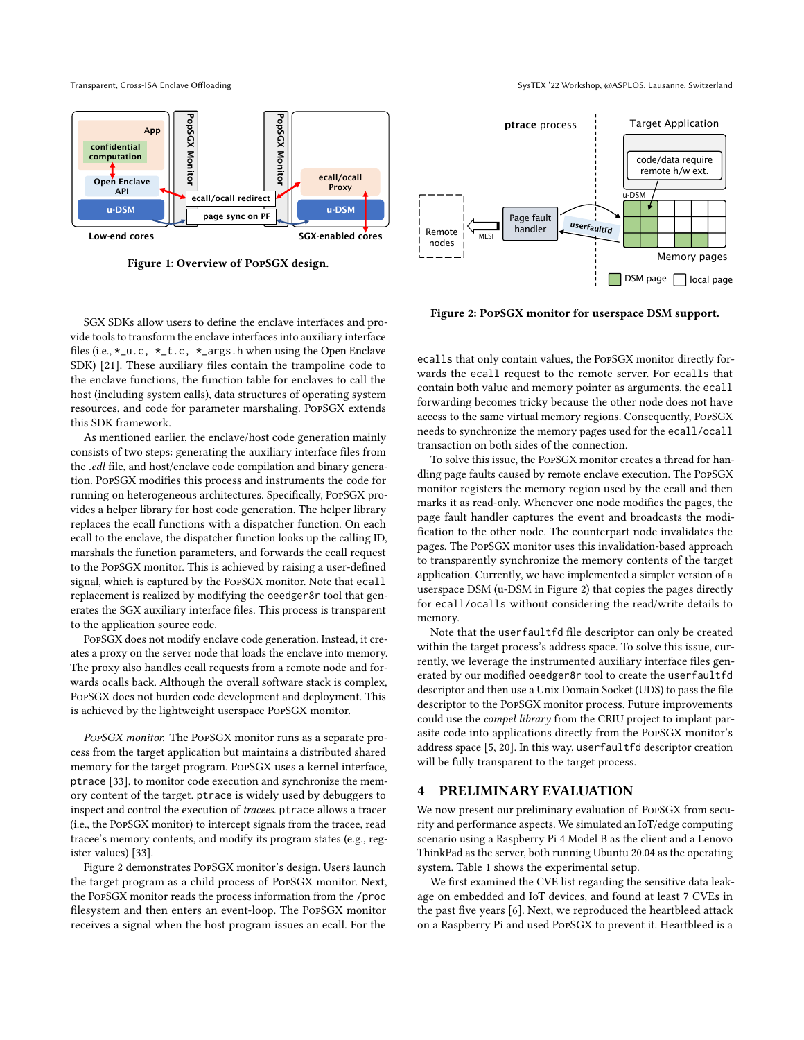Figure 1: Overview of PopSGX design.

Figure 2: PopSGX monitor for userspace DSM support.

SGX SDKs allow users to define the enclave interfaces and provide tools to transform the enclave interfaces into auxiliary interface files (i.e., *_u.c, *_t.c, *_args.h when using the Open Enclave SDK) [21]. These auxiliary files contain the trampoline code to the enclave functions, the function table for enclaves to call the host (including system calls), data structures of operating system resources, and code for parameter marshaling. PopSGX extends this SDK framework.

As mentioned earlier, the enclave/host code generation mainly consists of two steps: generating the auxiliary interface files from the *.edl* file, and host/enclave code compilation and binary generation. PopSGX modifies this process and instruments the code for running on heterogeneous architectures. Specifically, PopSGX provides a helper library for host code generation. The helper library replaces the ecall functions with a dispatcher function. On each ecall to the enclave, the dispatcher function looks up the calling ID, marshals the function parameters, and forwards the ecall request to the PopSGX monitor. This is achieved by raising a user-defined signal, which is captured by the PopSGX monitor. Note that ecall replacement is realized by modifying the oeedger8r tool that generates the SGX auxiliary interface files. This process is transparent to the application source code.

PopSGX does not modify enclave code generation. Instead, it creates a proxy on the server node that loads the enclave into memory. The proxy also handles ecall requests from a remote node and forwards ocalls back. Although the overall software stack is complex, PopSGX does not burden code development and deployment. This is achieved by the lightweight userspace PopSGX monitor.

*PopSGX monitor.* The PopSGX monitor runs as a separate process from the target application but maintains a distributed shared memory for the target program. PopSGX uses a kernel interface, ptrace [33], to monitor code execution and synchronize the memory content of the target. ptrace is widely used by debuggers to inspect and control the execution of *tracees*. ptrace allows a tracer (i.e., the PopSGX monitor) to intercept signals from the tracee, read tracee's memory contents, and modify its program states (e.g., register values) [33].

Figure 2 demonstrates PopSGX monitor's design. Users launch the target program as a child process of PopSGX monitor. Next, the PopSGX monitor reads the process information from the /proc filesystem and then enters an event-loop. The PopSGX monitor receives a signal when the host program issues an ecall. For the ecalls that only contain values, the PopSGX monitor directly forwards the ecall request to the remote server. For ecalls that contain both value and memory pointer as arguments, the ecall forwarding becomes tricky because the other node does not have access to the same virtual memory regions. Consequently, PopSGX needs to synchronize the memory pages used for the ecall/ocall transaction on both sides of the connection.

To solve this issue, the PopSGX monitor creates a thread for handling page faults caused by remote enclave execution. The PopSGX monitor registers the memory region used by the ecall and then marks it as read-only. Whenever one node modifies the pages, the page fault handler captures the event and broadcasts the modification to the other node. The counterpart node invalidates the pages. The PopSGX monitor uses this invalidation-based approach to transparently synchronize the memory contents of the target application. Currently, we have implemented a simpler version of a userspace DSM (u-DSM in Figure 2) that copies the pages directly for ecall/ocalls without considering the read/write details to memory.

Note that the userfaultfd file descriptor can only be created within the target process's address space. To solve this issue, currently, we leverage the instrumented auxiliary interface files generated by our modified oeedger8r tool to create the userfaultfd descriptor and then use a Unix Domain Socket (UDS) to pass the file descriptor to the PopSGX monitor process. Future improvements could use the *compel library* from the CRIU project to implant parasite code into applications directly from the PopSGX monitor's address space [5, 20]. In this way, userfaultfd descriptor creation will be fully transparent to the target process.

## 4 PRELIMINARY EVALUATION

We now present our preliminary evaluation of PopSGX from security and performance aspects. We simulated an IoT/edge computing scenario using a Raspberry Pi 4 Model B as the client and a Lenovo ThinkPad as the server, both running Ubuntu 20.04 as the operating system. Table 1 shows the experimental setup.

We first examined the CVE list regarding the sensitive data leakage on embedded and IoT devices, and found at least 7 CVEs in the past five years [6]. Next, we reproduced the heartbleed attack on a Raspberry Pi and used PopSGX to prevent it. Heartbleed is a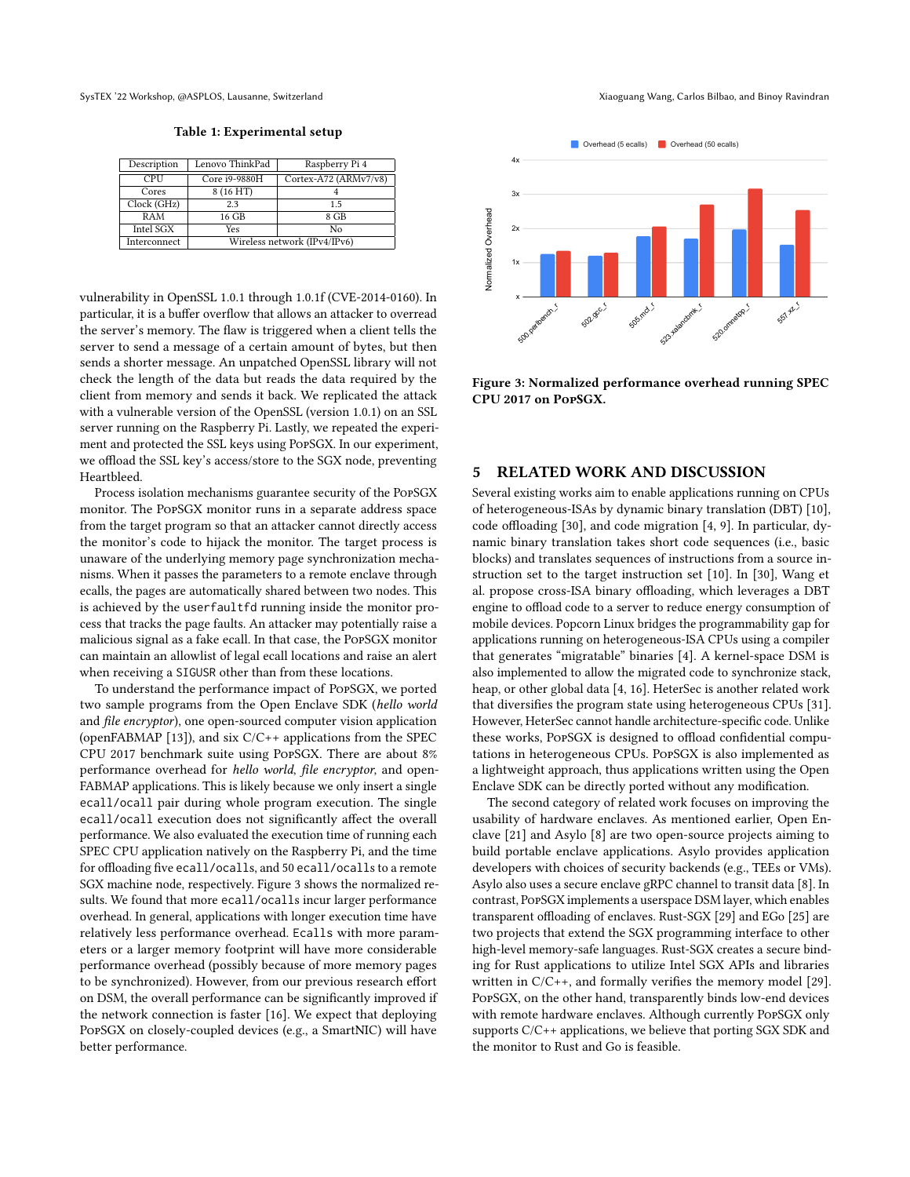Table 1: Experimental setup

| Description | Lenovo ThinkPad | Raspberry Pi 4 |
| --- | --- | --- |
| CPU | Core i9-9880H | Cortex-A72 (ARMv7/v8) |
| Cores | 8 (16 HT) | 4 |
| Clock (GHz) | 2.3 | 1.5 |
| RAM | 16 GB | 8 GB |
| Intel SGX | Yes | No |
| Interconnect | Wireless network (IPv4/IPv6) | |

vulnerability in OpenSSL 1.0.1 through 1.0.1f (CVE-2014-0160). In particular, it is a buffer overflow that allows an attacker to overread the server's memory. The flaw is triggered when a client tells the server to send a message of a certain amount of bytes, but then sends a shorter message. An unpatched OpenSSL library will not check the length of the data but reads the data required by the client from memory and sends it back. We replicated the attack with a vulnerable version of the OpenSSL (version 1.0.1) on an SSL server running on the Raspberry Pi. Lastly, we repeated the experiment and protected the SSL keys using PopSGX. In our experiment, we offload the SSL key's access/store to the SGX node, preventing Heartbleed.

Process isolation mechanisms guarantee security of the PopSGX monitor. The PopSGX monitor runs in a separate address space from the target program so that an attacker cannot directly access the monitor's code to hijack the monitor. The target process is unaware of the underlying memory page synchronization mechanisms. When it passes the parameters to a remote enclave through ecalls, the pages are automatically shared between two nodes. This is achieved by the `userfaultfd` running inside the monitor process that tracks the page faults. An attacker may potentially raise a malicious signal as a fake ecall. In that case, the PopSGX monitor can maintain an allowlist of legal ecall locations and raise an alert when receiving a `SIGUSR` other than from these locations.

To understand the performance impact of PopSGX, we ported two sample programs from the Open Enclave SDK (*hello world* and *file encryptor*), one open-sourced computer vision application (openFABMAP [13]), and six C/C++ applications from the SPEC CPU 2017 benchmark suite using PopSGX. There are about 8% performance overhead for *hello world*, *file encryptor*, and openFABMAP applications. This is likely because we only insert a single `ecall/ocall` pair during whole program execution. The single `ecall/ocall` execution does not significantly affect the overall performance. We also evaluated the execution time of running each SPEC CPU application natively on the Raspberry Pi, and the time for offloading five `ecall/ocalls`, and 50 `ecall/ocalls` to a remote SGX machine node, respectively. Figure 3 shows the normalized results. We found that more `ecall/ocalls` incur larger performance overhead. In general, applications with longer execution time have relatively less performance overhead. `Ecalls` with more parameters or a larger memory footprint will have more considerable performance overhead (possibly because of more memory pages to be synchronized). However, from our previous research effort on DSM, the overall performance can be significantly improved if the network connection is faster [16]. We expect that deploying PopSGX on closely-coupled devices (e.g., a SmartNIC) will have better performance.

**Figure 3: Normalized performance overhead running SPEC CPU 2017 on PopSGX.**

## 5 RELATED WORK AND DISCUSSION

Several existing works aim to enable applications running on CPUs of heterogeneous-ISAs by dynamic binary translation (DBT) [10], code offloading [30], and code migration [4, 9]. In particular, dynamic binary translation takes short code sequences (i.e., basic blocks) and translates sequences of instructions from a source instruction set to the target instruction set [10]. In [30], Wang et al. propose cross-ISA binary offloading, which leverages a DBT engine to offload code to a server to reduce energy consumption of mobile devices. Popcorn Linux bridges the programmability gap for applications running on heterogeneous-ISA CPUs using a compiler that generates "migratable" binaries [4]. A kernel-space DSM is also implemented to allow the migrated code to synchronize stack, heap, or other global data [4, 16]. HeterSec is another related work that diversifies the program state using heterogeneous CPUs [31]. However, HeterSec cannot handle architecture-specific code. Unlike these works, PopSGX is designed to offload confidential computations in heterogeneous CPUs. PopSGX is also implemented as a lightweight approach, thus applications written using the Open Enclave SDK can be directly ported without any modification.

The second category of related work focuses on improving the usability of hardware enclaves. As mentioned earlier, Open Enclave [21] and Asylo [8] are two open-source projects aiming to build portable enclave applications. Asylo provides application developers with choices of security backends (e.g., TEEs or VMs). Asylo also uses a secure enclave gRPC channel to transit data [8]. In contrast, PopSGX implements a userspace DSM layer, which enables transparent offloading of enclaves. Rust-SGX [29] and EGo [25] are two projects that extend the SGX programming interface to other high-level memory-safe languages. Rust-SGX creates a secure binding for Rust applications to utilize Intel SGX APIs and libraries written in C/C++, and formally verifies the memory model [29]. PopSGX, on the other hand, transparently binds low-end devices with remote hardware enclaves. Although currently PopSGX only supports C/C++ applications, we believe that porting SGX SDK and the monitor to Rust and Go is feasible.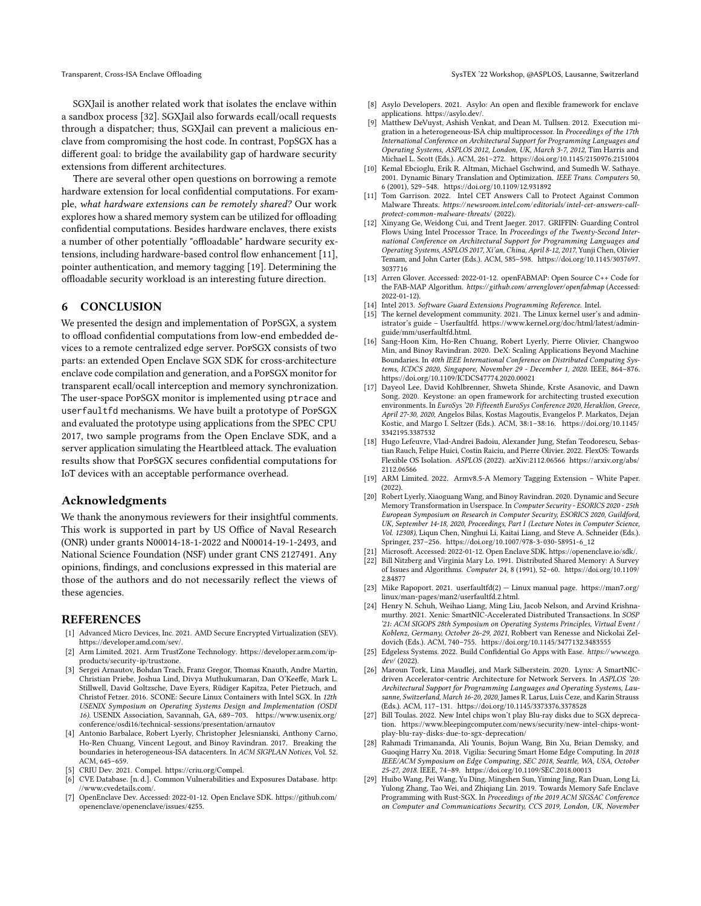SGXJail is another related work that isolates the enclave within a sandbox process [32]. SGXJail also forwards ecall/ocall requests through a dispatcher; thus, SGXJail can prevent a malicious enclave from compromising the host code. In contrast, PopSGX has a different goal: to bridge the availability gap of hardware security extensions from different architectures.

There are several other open questions on borrowing a remote hardware extension for local confidential computations. For example, *what hardware extensions can be remotely shared?* Our work explores how a shared memory system can be utilized for offloading confidential computations. Besides hardware enclaves, there exists a number of other potentially "offloadable" hardware security extensions, including hardware-based control flow enhancement [11], pointer authentication, and memory tagging [19]. Determining the offloadable security workload is an interesting future direction.

## 6 CONCLUSION

We presented the design and implementation of PopSGX, a system to offload confidential computations from low-end embedded devices to a remote centralized edge server. PopSGX consists of two parts: an extended Open Enclave SGX SDK for cross-architecture enclave code compilation and generation, and a PopSGX monitor for transparent ecall/ocall interception and memory synchronization. The user-space PopSGX monitor is implemented using `ptrace` and `userfaultfd` mechanisms. We have built a prototype of PopSGX and evaluated the prototype using applications from the SPEC CPU 2017, two sample programs from the Open Enclave SDK, and a server application simulating the Heartbleed attack. The evaluation results show that PopSGX secures confidential computations for IoT devices with an acceptable performance overhead.

## Acknowledgments

We thank the anonymous reviewers for their insightful comments. This work is supported in part by US Office of Naval Research (ONR) under grants N00014-18-1-2022 and N00014-19-1-2493, and National Science Foundation (NSF) under grant CNS 2127491. Any opinions, findings, and conclusions expressed in this material are those of the authors and do not necessarily reflect the views of these agencies.

## REFERENCES

[1] Advanced Micro Devices, Inc. 2021. AMD Secure Encrypted Virtualization (SEV). https://developer.amd.com/sev/.

[2] Arm Limited. 2021. Arm TrustZone Technology. https://developer.arm.com/ip-products/security-ip/trustzone.

[3] Sergei Arnautov, Bohdan Trach, Franz Gregor, Thomas Knauth, Andre Martin, Christian Priebe, Joshua Lind, Divya Muthukumaran, Dan O'Keeffe, Mark L. Stillwell, David Goltzsche, Dave Eyers, Rüdiger Kapitza, Peter Pietzuch, and Christof Fetzer. 2016. SCONE: Secure Linux Containers with Intel SGX. In *12th USENIX Symposium on Operating Systems Design and Implementation (OSDI 16)*. USENIX Association, Savannah, GA, 689–703. https://www.usenix.org/conference/osdi16/technical-sessions/presentation/arnautov

[4] Antonio Barbalace, Robert Lyerly, Christopher Jelesnianski, Anthony Carno, Ho-Ren Chuang, Vincent Legout, and Binoy Ravindran. 2017. Breaking the boundaries in heterogeneous-ISA datacenters. In *ACM SIGPLAN Notices*, Vol. 52. ACM, 645–659.

[5] CRIU Dev. 2021. Compel. https://criu.org/Compel.

[6] CVE Database. [n. d.]. Common Vulnerabilities and Exposures Database. http://www.cvedetails.com/.

[7] OpenEnclave Dev. Accessed: 2022-01-12. Open Enclave SDK. https://github.com/openenclave/openenclave/issues/4255.

[8] Asylo Developers. 2021. Asylo: An open and flexible framework for enclave applications. https://asylo.dev/.

[9] Matthew DeVuyst, Ashish Venkat, and Dean M. Tullsen. 2012. Execution migration in a heterogeneous-ISA chip multiprocessor. In *Proceedings of the 17th International Conference on Architectural Support for Programming Languages and Operating Systems, ASPLOS 2012, London, UK, March 3-7, 2012*, Tim Harris and Michael L. Scott (Eds.). ACM, 261–272. https://doi.org/10.1145/2150976.2151004

[10] Kemal Ebcioglu, Erik R. Altman, Michael Gschwind, and Sumedh W. Sathaye. 2001. Dynamic Binary Translation and Optimization. *IEEE Trans. Computers* 50, 6 (2001), 529–548. https://doi.org/10.1109/12.931892

[11] Tom Garrison. 2022. Intel CET Answers Call to Protect Against Common Malware Threats. *https://newsroom.intel.com/editorials/intel-cet-answers-call-protect-common-malware-threats/* (2022).

[12] Xinyang Ge, Weidong Cui, and Trent Jaeger. 2017. GRIFFIN: Guarding Control Flows Using Intel Processor Trace. In *Proceedings of the Twenty-Second International Conference on Architectural Support for Programming Languages and Operating Systems, ASPLOS 2017, Xi'an, China, April 8-12, 2017*, Yunji Chen, Olivier Temam, and John Carter (Eds.). ACM, 585–598. https://doi.org/10.1145/3037697.3037716

[13] Arren Glover. Accessed: 2022-01-12. openFABMAP: Open Source C++ Code for the FAB-MAP Algorithm. *https://github.com/arrenglover/openfabmap* (Accessed: 2022-01-12).

[14] Intel 2013. *Software Guard Extensions Programming Reference*. Intel.

[15] The kernel development community. 2021. The Linux kernel user's and administrator's guide – Userfaultfd. https://www.kernel.org/doc/html/latest/admin-guide/mm/userfaultfd.html.

[16] Sang-Hoon Kim, Ho-Ren Chuang, Robert Lyerly, Pierre Olivier, Changwoo Min, and Binoy Ravindran. 2020. DeX: Scaling Applications Beyond Machine Boundaries. In *40th IEEE International Conference on Distributed Computing Systems, ICDCS 2020, Singapore, November 29 - December 1, 2020*. IEEE, 864–876. https://doi.org/10.1109/ICDCS47774.2020.00021

[17] Dayeol Lee, David Kohlbrenner, Shweta Shinde, Krste Asanovic, and Dawn Song. 2020. Keystone: an open framework for architecting trusted execution environments. In *EuroSys '20: Fifteenth EuroSys Conference 2020, Heraklion, Greece, April 27-30, 2020*, Angelos Bilas, Kostas Magoutis, Evangelos P. Markatos, Dejan Kostic, and Margo I. Seltzer (Eds.). ACM, 38:1–38:16. https://doi.org/10.1145/3342195.3387532

[18] Hugo Lefeuvre, Vlad-Andrei Badoiu, Alexander Jung, Stefan Teodorescu, Sebastian Rauch, Felipe Huici, Costin Raiciu, and Pierre Olivier. 2022. FlexOS: Towards Flexible OS Isolation. *ASPLOS* (2022). arXiv:2112.06566 https://arxiv.org/abs/2112.06566

[19] ARM Limited. 2022. Armv8.5-A Memory Tagging Extension – White Paper. (2022).

[20] Robert Lyerly, Xiaoguang Wang, and Binoy Ravindran. 2020. Dynamic and Secure Memory Transformation in Userspace. In *Computer Security - ESORICS 2020 - 25th European Symposium on Research in Computer Security, ESORICS 2020, Guildford, UK, September 14-18, 2020, Proceedings, Part I (Lecture Notes in Computer Science, Vol. 12308)*, Liqun Chen, Ninghui Li, Kaitai Liang, and Steve A. Schneider (Eds.). Springer, 237–256. https://doi.org/10.1007/978-3-030-58951-6_12

[21] Microsoft. Accessed: 2022-01-12. Open Enclave SDK. https://openenclave.io/sdk/.

[22] Bill Nitzberg and Virginia Mary Lo. 1991. Distributed Shared Memory: A Survey of Issues and Algorithms. *Computer* 24, 8 (1991), 52–60. https://doi.org/10.1109/2.84877

[23] Mike Rapoport. 2021. userfaultfd(2) — Linux manual page. https://man7.org/linux/man-pages/man2/userfaultfd.2.html.

[24] Henry N. Schuh, Weihao Liang, Ming Liu, Jacob Nelson, and Arvind Krishnamurthy. 2021. Xenic: SmartNIC-Accelerated Distributed Transactions. In *SOSP '21: ACM SIGOPS 28th Symposium on Operating Systems Principles, Virtual Event / Koblenz, Germany, October 26-29, 2021*, Robbert van Renesse and Nickolai Zeldovich (Eds.). ACM, 740–755. https://doi.org/10.1145/3477132.3483555

[25] Edgeless Systems. 2022. Build Confidential Go Apps with Ease. *https://www.ego.dev/* (2022).

[26] Maroun Tork, Lina Maudlej, and Mark Silberstein. 2020. Lynx: A SmartNIC-driven Accelerator-centric Architecture for Network Servers. In *ASPLOS '20: Architectural Support for Programming Languages and Operating Systems, Lausanne, Switzerland, March 16-20, 2020*, James R. Larus, Luis Ceze, and Karin Strauss (Eds.). ACM, 117–131. https://doi.org/10.1145/3373376.3378528

[27] Bill Toulas. 2022. New Intel chips won't play Blu-ray disks due to SGX deprecation. https://www.bleepingcomputer.com/news/security/new-intel-chips-wont-play-blu-ray-disks-due-to-sgx-deprecation/

[28] Rahmadi Trimananda, Ali Younis, Bojun Wang, Bin Xu, Brian Demsky, and Guoqing Harry Xu. 2018. Vigilia: Securing Smart Home Edge Computing. In *2018 IEEE/ACM Symposium on Edge Computing, SEC 2018, Seattle, WA, USA, October 25-27, 2018*. IEEE, 74–89. https://doi.org/10.1109/SEC.2018.00013

[29] Huibo Wang, Pei Wang, Yu Ding, Mingshen Sun, Yiming Jing, Ran Duan, Long Li, Yulong Zhang, Tao Wei, and Zhiqiang Lin. 2019. Towards Memory Safe Enclave Programming with Rust-SGX. In *Proceedings of the 2019 ACM SIGSAC Conference on Computer and Communications Security, CCS 2019, London, UK, November*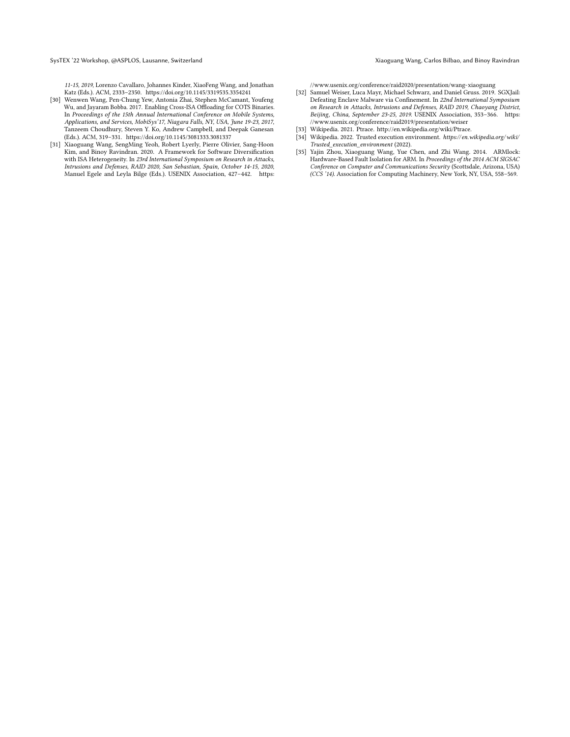*11-15, 2019*, Lorenzo Cavallaro, Johannes Kinder, XiaoFeng Wang, and Jonathan Katz (Eds.). ACM, 2333–2350. https://doi.org/10.1145/3319535.3354241

[30] Wenwen Wang, Pen-Chung Yew, Antonia Zhai, Stephen McCamant, Youfeng Wu, and Jayaram Bobba. 2017. Enabling Cross-ISA Offloading for COTS Binaries. In *Proceedings of the 15th Annual International Conference on Mobile Systems, Applications, and Services, MobiSys'17, Niagara Falls, NY, USA, June 19-23, 2017*, Tanzeem Choudhury, Steven Y. Ko, Andrew Campbell, and Deepak Ganesan (Eds.). ACM, 319–331. https://doi.org/10.1145/3081333.3081337

[31] Xiaoguang Wang, SengMing Yeoh, Robert Lyerly, Pierre Olivier, Sang-Hoon Kim, and Binoy Ravindran. 2020. A Framework for Software Diversification with ISA Heterogeneity. In *23rd International Symposium on Research in Attacks, Intrusions and Defenses, RAID 2020, San Sebastian, Spain, October 14-15, 2020*, Manuel Egele and Leyla Bilge (Eds.). USENIX Association, 427–442. https://www.usenix.org/conference/raid2020/presentation/wang-xiaoguang

[32] Samuel Weiser, Luca Mayr, Michael Schwarz, and Daniel Gruss. 2019. SGXJail: Defeating Enclave Malware via Confinement. In *22nd International Symposium on Research in Attacks, Intrusions and Defenses, RAID 2019, Chaoyang District, Beijing, China, September 23-25, 2019*. USENIX Association, 353–366. https://www.usenix.org/conference/raid2019/presentation/weiser

[33] Wikipedia. 2021. Ptrace. http://en.wikipedia.org/wiki/Ptrace.

[34] Wikipedia. 2022. Trusted execution environment. *https://en.wikipedia.org/wiki/Trusted_execution_environment* (2022).

[35] Yajin Zhou, Xiaoguang Wang, Yue Chen, and Zhi Wang. 2014. ARMlock: Hardware-Based Fault Isolation for ARM. In *Proceedings of the 2014 ACM SIGSAC Conference on Computer and Communications Security* (Scottsdale, Arizona, USA) *(CCS '14)*. Association for Computing Machinery, New York, NY, USA, 558–569.